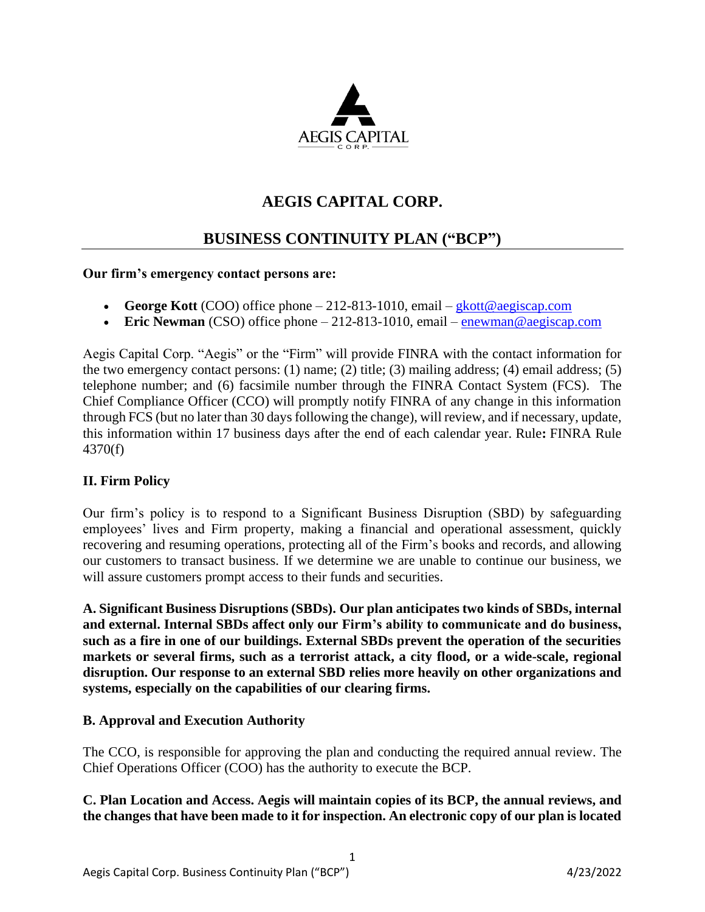# AEGIS CAPITAL CORP.

## BUSINESS CONTINUITY PLAN ("BCP")

**Our firm's emergency contact persons are:**

- **George Kott** (COO) office phone – 212-813-1010, email – gkott@aegiscap.com
- **Eric Newman** (CSO) office phone – 212-813-1010, email – enewman@aegiscap.com

Aegis Capital Corp. "Aegis" or the "Firm" will provide FINRA with the contact information for the two emergency contact persons: (1) name; (2) title; (3) mailing address; (4) email address; (5) telephone number; and (6) facsimile number through the FINRA Contact System (FCS). The Chief Compliance Officer (CCO) will promptly notify FINRA of any change in this information through FCS (but no later than 30 days following the change), will review, and if necessary, update, this information within 17 business days after the end of each calendar year. Rule**:** FINRA Rule 4370(f)

### II. Firm Policy

Our firm's policy is to respond to a Significant Business Disruption (SBD) by safeguarding employees' lives and Firm property, making a financial and operational assessment, quickly recovering and resuming operations, protecting all of the Firm's books and records, and allowing our customers to transact business. If we determine we are unable to continue our business, we will assure customers prompt access to their funds and securities.

**A. Significant Business Disruptions (SBDs). Our plan anticipates two kinds of SBDs, internal and external. Internal SBDs affect only our Firm's ability to communicate and do business, such as a fire in one of our buildings. External SBDs prevent the operation of the securities markets or several firms, such as a terrorist attack, a city flood, or a wide-scale, regional disruption. Our response to an external SBD relies more heavily on other organizations and systems, especially on the capabilities of our clearing firms.**

### B. Approval and Execution Authority

The CCO, is responsible for approving the plan and conducting the required annual review. The Chief Operations Officer (COO) has the authority to execute the BCP.

**C. Plan Location and Access. Aegis will maintain copies of its BCP, the annual reviews, and the changes that have been made to it for inspection. An electronic copy of our plan is located**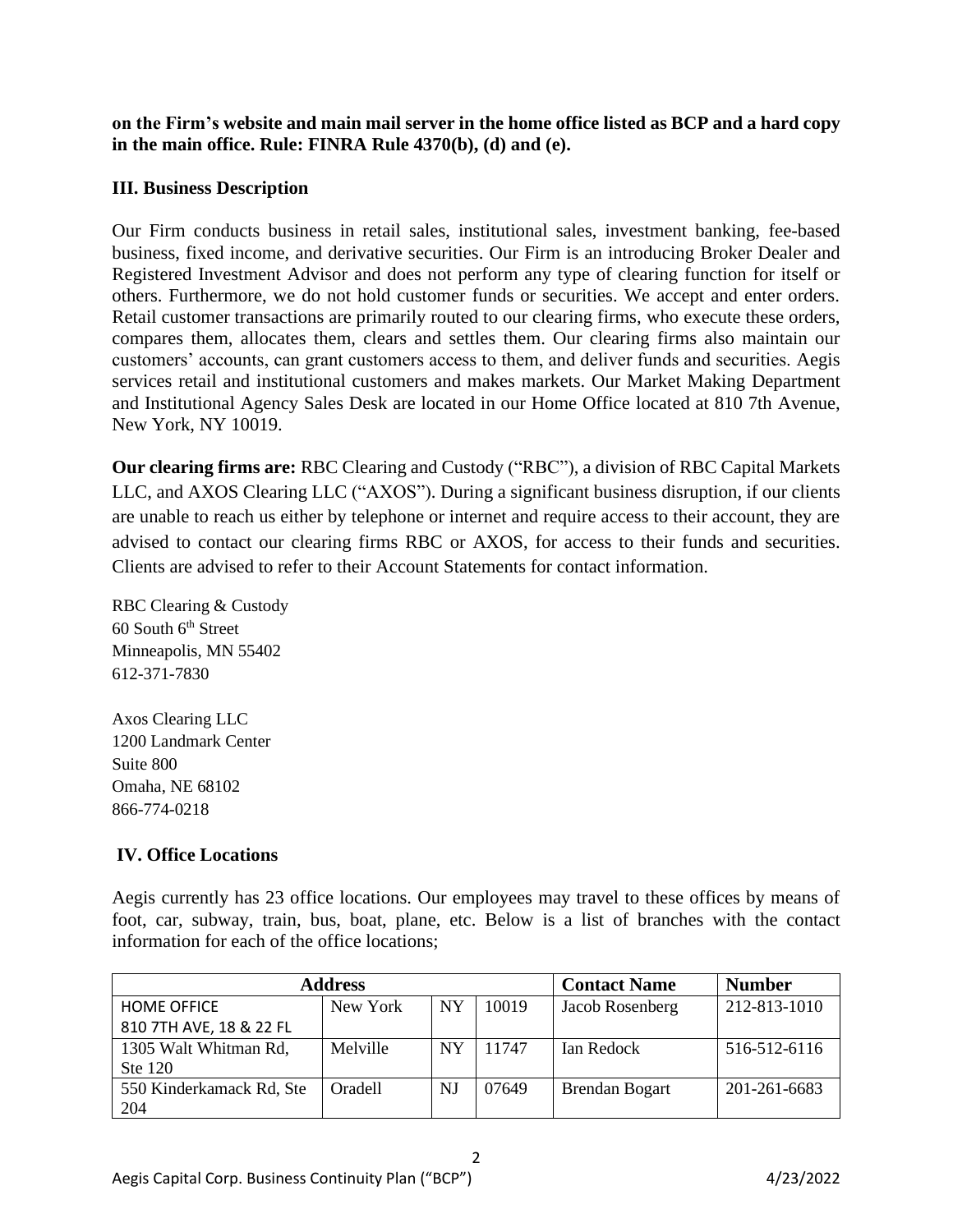**on the Firm's website and main mail server in the home office listed as BCP and a hard copy in the main office. Rule: FINRA Rule 4370(b), (d) and (e).**

### III. Business Description

Our Firm conducts business in retail sales, institutional sales, investment banking, fee-based business, fixed income, and derivative securities. Our Firm is an introducing Broker Dealer and Registered Investment Advisor and does not perform any type of clearing function for itself or others. Furthermore, we do not hold customer funds or securities. We accept and enter orders. Retail customer transactions are primarily routed to our clearing firms, who execute these orders, compares them, allocates them, clears and settles them. Our clearing firms also maintain our customers' accounts, can grant customers access to them, and deliver funds and securities. Aegis services retail and institutional customers and makes markets. Our Market Making Department and Institutional Agency Sales Desk are located in our Home Office located at 810 7th Avenue, New York, NY 10019.

**Our clearing firms are:** RBC Clearing and Custody ("RBC"), a division of RBC Capital Markets LLC, and AXOS Clearing LLC ("AXOS"). During a significant business disruption, if our clients are unable to reach us either by telephone or internet and require access to their account, they are advised to contact our clearing firms RBC or AXOS, for access to their funds and securities. Clients are advised to refer to their Account Statements for contact information.

RBC Clearing & Custody
60 South 6th Street
Minneapolis, MN 55402
612-371-7830

Axos Clearing LLC
1200 Landmark Center
Suite 800
Omaha, NE 68102
866-774-0218

### IV. Office Locations

Aegis currently has 23 office locations. Our employees may travel to these offices by means of foot, car, subway, train, bus, boat, plane, etc. Below is a list of branches with the contact information for each of the office locations;

| Address | | | | Contact Name | Number |
|---|---|---|---|---|---|
| HOME OFFICE 810 7TH AVE, 18 & 22 FL | New York | NY | 10019 | Jacob Rosenberg | 212-813-1010 |
| 1305 Walt Whitman Rd, Ste 120 | Melville | NY | 11747 | Ian Redock | 516-512-6116 |
| 550 Kinderkamack Rd, Ste 204 | Oradell | NJ | 07649 | Brendan Bogart | 201-261-6683 |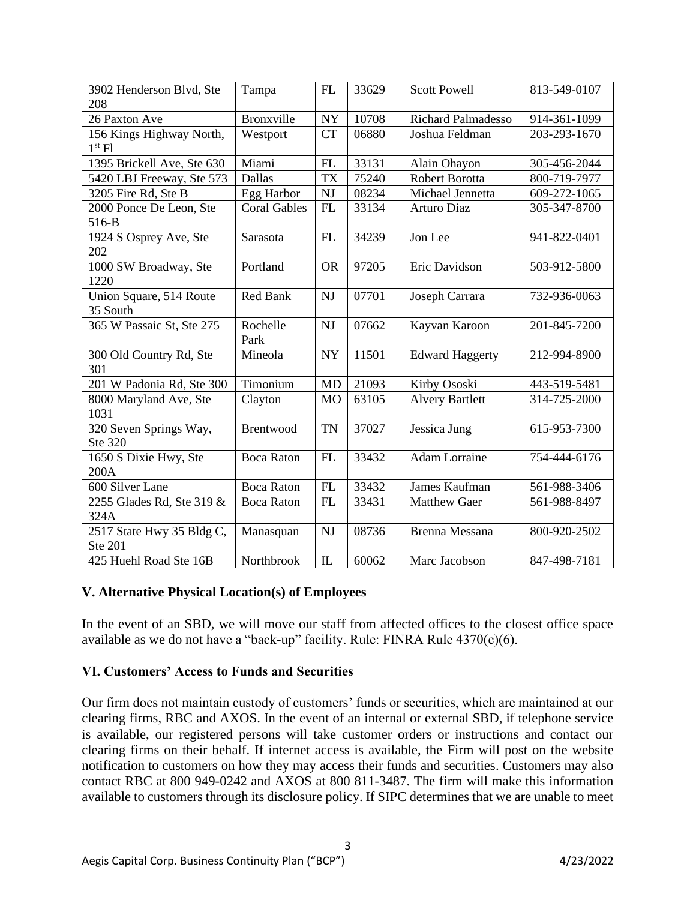| 3902 Henderson Blvd, Ste 208 | Tampa | FL | 33629 | Scott Powell | 813-549-0107 |
|---|---|---|---|---|---|
| 26 Paxton Ave | Bronxville | NY | 10708 | Richard Palmadesso | 914-361-1099 |
| 156 Kings Highway North, 1st Fl | Westport | CT | 06880 | Joshua Feldman | 203-293-1670 |
| 1395 Brickell Ave, Ste 630 | Miami | FL | 33131 | Alain Ohayon | 305-456-2044 |
| 5420 LBJ Freeway, Ste 573 | Dallas | TX | 75240 | Robert Borotta | 800-719-7977 |
| 3205 Fire Rd, Ste B | Egg Harbor | NJ | 08234 | Michael Jennetta | 609-272-1065 |
| 2000 Ponce De Leon, Ste 516-B | Coral Gables | FL | 33134 | Arturo Diaz | 305-347-8700 |
| 1924 S Osprey Ave, Ste 202 | Sarasota | FL | 34239 | Jon Lee | 941-822-0401 |
| 1000 SW Broadway, Ste 1220 | Portland | OR | 97205 | Eric Davidson | 503-912-5800 |
| Union Square, 514 Route 35 South | Red Bank | NJ | 07701 | Joseph Carrara | 732-936-0063 |
| 365 W Passaic St, Ste 275 | Rochelle Park | NJ | 07662 | Kayvan Karoon | 201-845-7200 |
| 300 Old Country Rd, Ste 301 | Mineola | NY | 11501 | Edward Haggerty | 212-994-8900 |
| 201 W Padonia Rd, Ste 300 | Timonium | MD | 21093 | Kirby Ososki | 443-519-5481 |
| 8000 Maryland Ave, Ste 1031 | Clayton | MO | 63105 | Alvery Bartlett | 314-725-2000 |
| 320 Seven Springs Way, Ste 320 | Brentwood | TN | 37027 | Jessica Jung | 615-953-7300 |
| 1650 S Dixie Hwy, Ste 200A | Boca Raton | FL | 33432 | Adam Lorraine | 754-444-6176 |
| 600 Silver Lane | Boca Raton | FL | 33432 | James Kaufman | 561-988-3406 |
| 2255 Glades Rd, Ste 319 & 324A | Boca Raton | FL | 33431 | Matthew Gaer | 561-988-8497 |
| 2517 State Hwy 35 Bldg C, Ste 201 | Manasquan | NJ | 08736 | Brenna Messana | 800-920-2502 |
| 425 Huehl Road Ste 16B | Northbrook | IL | 60062 | Marc Jacobson | 847-498-7181 |

## V. Alternative Physical Location(s) of Employees

In the event of an SBD, we will move our staff from affected offices to the closest office space available as we do not have a "back-up" facility. Rule: FINRA Rule 4370(c)(6).

## VI. Customers' Access to Funds and Securities

Our firm does not maintain custody of customers' funds or securities, which are maintained at our clearing firms, RBC and AXOS. In the event of an internal or external SBD, if telephone service is available, our registered persons will take customer orders or instructions and contact our clearing firms on their behalf. If internet access is available, the Firm will post on the website notification to customers on how they may access their funds and securities. Customers may also contact RBC at 800 949-0242 and AXOS at 800 811-3487. The firm will make this information available to customers through its disclosure policy. If SIPC determines that we are unable to meet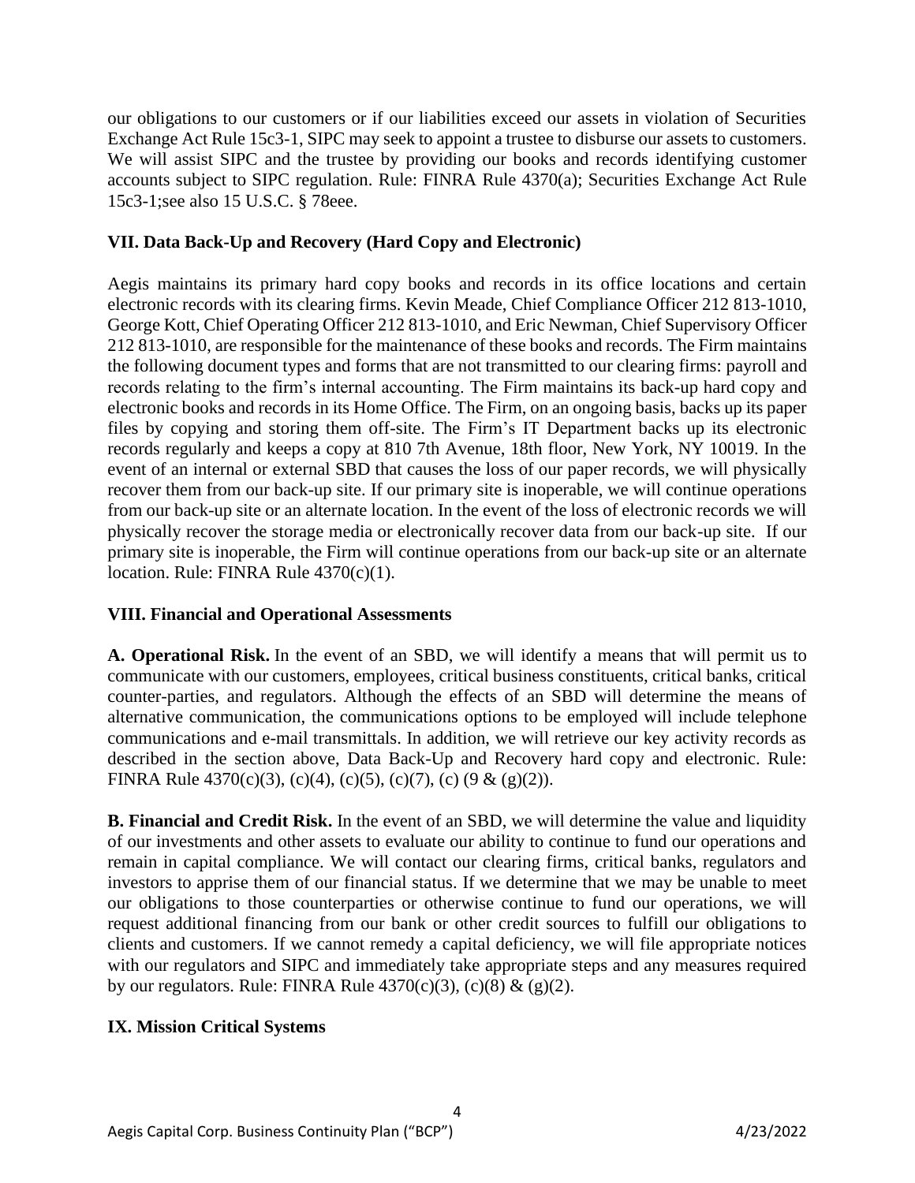our obligations to our customers or if our liabilities exceed our assets in violation of Securities Exchange Act Rule 15c3-1, SIPC may seek to appoint a trustee to disburse our assets to customers. We will assist SIPC and the trustee by providing our books and records identifying customer accounts subject to SIPC regulation. Rule: FINRA Rule 4370(a); Securities Exchange Act Rule 15c3-1;see also 15 U.S.C. § 78eee.

## VII. Data Back-Up and Recovery (Hard Copy and Electronic)

Aegis maintains its primary hard copy books and records in its office locations and certain electronic records with its clearing firms. Kevin Meade, Chief Compliance Officer 212 813-1010, George Kott, Chief Operating Officer 212 813-1010, and Eric Newman, Chief Supervisory Officer 212 813-1010, are responsible for the maintenance of these books and records. The Firm maintains the following document types and forms that are not transmitted to our clearing firms: payroll and records relating to the firm's internal accounting. The Firm maintains its back-up hard copy and electronic books and records in its Home Office. The Firm, on an ongoing basis, backs up its paper files by copying and storing them off-site. The Firm's IT Department backs up its electronic records regularly and keeps a copy at 810 7th Avenue, 18th floor, New York, NY 10019. In the event of an internal or external SBD that causes the loss of our paper records, we will physically recover them from our back-up site. If our primary site is inoperable, we will continue operations from our back-up site or an alternate location. In the event of the loss of electronic records we will physically recover the storage media or electronically recover data from our back-up site. If our primary site is inoperable, the Firm will continue operations from our back-up site or an alternate location. Rule: FINRA Rule 4370(c)(1).

## VIII. Financial and Operational Assessments

**A. Operational Risk.** In the event of an SBD, we will identify a means that will permit us to communicate with our customers, employees, critical business constituents, critical banks, critical counter-parties, and regulators. Although the effects of an SBD will determine the means of alternative communication, the communications options to be employed will include telephone communications and e-mail transmittals. In addition, we will retrieve our key activity records as described in the section above, Data Back-Up and Recovery hard copy and electronic. Rule: FINRA Rule 4370(c)(3), (c)(4), (c)(5), (c)(7), (c) (9 & (g)(2)).

**B. Financial and Credit Risk.** In the event of an SBD, we will determine the value and liquidity of our investments and other assets to evaluate our ability to continue to fund our operations and remain in capital compliance. We will contact our clearing firms, critical banks, regulators and investors to apprise them of our financial status. If we determine that we may be unable to meet our obligations to those counterparties or otherwise continue to fund our operations, we will request additional financing from our bank or other credit sources to fulfill our obligations to clients and customers. If we cannot remedy a capital deficiency, we will file appropriate notices with our regulators and SIPC and immediately take appropriate steps and any measures required by our regulators. Rule: FINRA Rule 4370(c)(3), (c)(8) & (g)(2).

## IX. Mission Critical Systems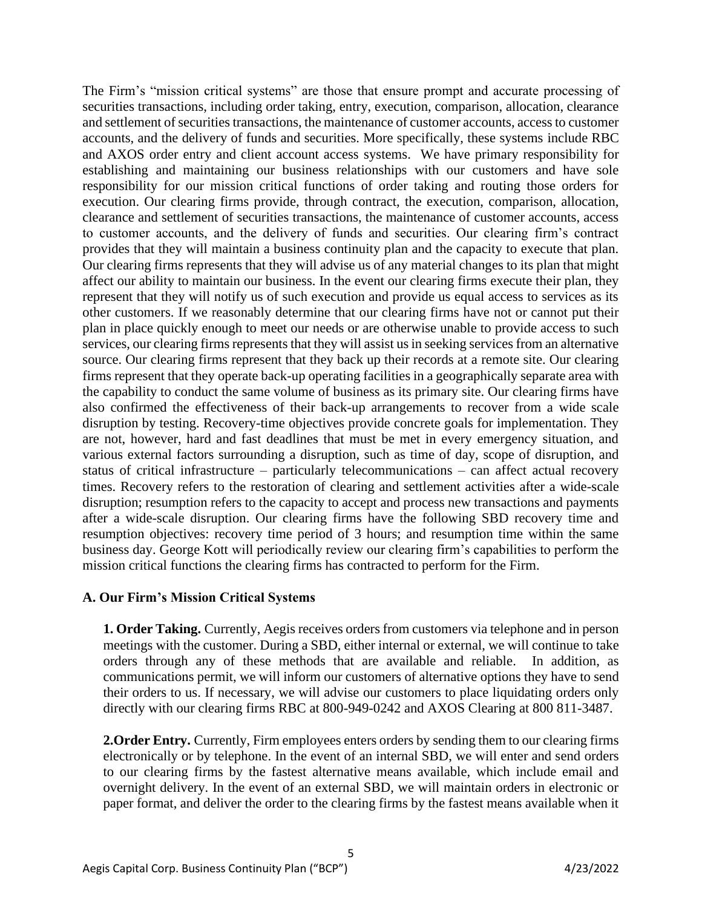The Firm's "mission critical systems" are those that ensure prompt and accurate processing of securities transactions, including order taking, entry, execution, comparison, allocation, clearance and settlement of securities transactions, the maintenance of customer accounts, access to customer accounts, and the delivery of funds and securities. More specifically, these systems include RBC and AXOS order entry and client account access systems. We have primary responsibility for establishing and maintaining our business relationships with our customers and have sole responsibility for our mission critical functions of order taking and routing those orders for execution. Our clearing firms provide, through contract, the execution, comparison, allocation, clearance and settlement of securities transactions, the maintenance of customer accounts, access to customer accounts, and the delivery of funds and securities. Our clearing firm's contract provides that they will maintain a business continuity plan and the capacity to execute that plan. Our clearing firms represents that they will advise us of any material changes to its plan that might affect our ability to maintain our business. In the event our clearing firms execute their plan, they represent that they will notify us of such execution and provide us equal access to services as its other customers. If we reasonably determine that our clearing firms have not or cannot put their plan in place quickly enough to meet our needs or are otherwise unable to provide access to such services, our clearing firms represents that they will assist us in seeking services from an alternative source. Our clearing firms represent that they back up their records at a remote site. Our clearing firms represent that they operate back-up operating facilities in a geographically separate area with the capability to conduct the same volume of business as its primary site. Our clearing firms have also confirmed the effectiveness of their back-up arrangements to recover from a wide scale disruption by testing. Recovery-time objectives provide concrete goals for implementation. They are not, however, hard and fast deadlines that must be met in every emergency situation, and various external factors surrounding a disruption, such as time of day, scope of disruption, and status of critical infrastructure – particularly telecommunications – can affect actual recovery times. Recovery refers to the restoration of clearing and settlement activities after a wide-scale disruption; resumption refers to the capacity to accept and process new transactions and payments after a wide-scale disruption. Our clearing firms have the following SBD recovery time and resumption objectives: recovery time period of 3 hours; and resumption time within the same business day. George Kott will periodically review our clearing firm's capabilities to perform the mission critical functions the clearing firms has contracted to perform for the Firm.

### A. Our Firm's Mission Critical Systems

**1. Order Taking.** Currently, Aegis receives orders from customers via telephone and in person meetings with the customer. During a SBD, either internal or external, we will continue to take orders through any of these methods that are available and reliable. In addition, as communications permit, we will inform our customers of alternative options they have to send their orders to us. If necessary, we will advise our customers to place liquidating orders only directly with our clearing firms RBC at 800-949-0242 and AXOS Clearing at 800 811-3487.

**2.Order Entry.** Currently, Firm employees enters orders by sending them to our clearing firms electronically or by telephone. In the event of an internal SBD, we will enter and send orders to our clearing firms by the fastest alternative means available, which include email and overnight delivery. In the event of an external SBD, we will maintain orders in electronic or paper format, and deliver the order to the clearing firms by the fastest means available when it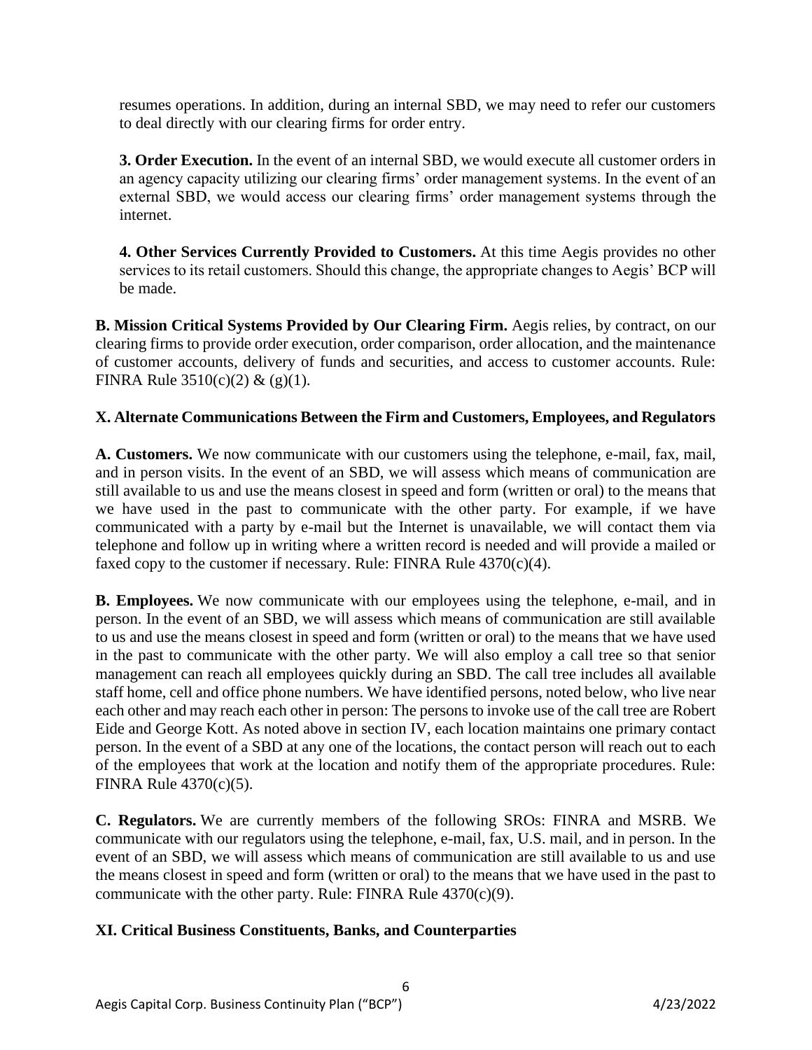resumes operations. In addition, during an internal SBD, we may need to refer our customers to deal directly with our clearing firms for order entry.

**3. Order Execution.** In the event of an internal SBD, we would execute all customer orders in an agency capacity utilizing our clearing firms' order management systems. In the event of an external SBD, we would access our clearing firms' order management systems through the internet.

**4. Other Services Currently Provided to Customers.** At this time Aegis provides no other services to its retail customers. Should this change, the appropriate changes to Aegis' BCP will be made.

**B. Mission Critical Systems Provided by Our Clearing Firm.** Aegis relies, by contract, on our clearing firms to provide order execution, order comparison, order allocation, and the maintenance of customer accounts, delivery of funds and securities, and access to customer accounts. Rule: FINRA Rule 3510(c)(2) & (g)(1).

### X. Alternate Communications Between the Firm and Customers, Employees, and Regulators

**A. Customers.** We now communicate with our customers using the telephone, e-mail, fax, mail, and in person visits. In the event of an SBD, we will assess which means of communication are still available to us and use the means closest in speed and form (written or oral) to the means that we have used in the past to communicate with the other party. For example, if we have communicated with a party by e-mail but the Internet is unavailable, we will contact them via telephone and follow up in writing where a written record is needed and will provide a mailed or faxed copy to the customer if necessary. Rule: FINRA Rule 4370(c)(4).

**B. Employees.** We now communicate with our employees using the telephone, e-mail, and in person. In the event of an SBD, we will assess which means of communication are still available to us and use the means closest in speed and form (written or oral) to the means that we have used in the past to communicate with the other party. We will also employ a call tree so that senior management can reach all employees quickly during an SBD. The call tree includes all available staff home, cell and office phone numbers. We have identified persons, noted below, who live near each other and may reach each other in person: The persons to invoke use of the call tree are Robert Eide and George Kott. As noted above in section IV, each location maintains one primary contact person. In the event of a SBD at any one of the locations, the contact person will reach out to each of the employees that work at the location and notify them of the appropriate procedures. Rule: FINRA Rule 4370(c)(5).

**C. Regulators.** We are currently members of the following SROs: FINRA and MSRB. We communicate with our regulators using the telephone, e-mail, fax, U.S. mail, and in person. In the event of an SBD, we will assess which means of communication are still available to us and use the means closest in speed and form (written or oral) to the means that we have used in the past to communicate with the other party. Rule: FINRA Rule 4370(c)(9).

### XI. Critical Business Constituents, Banks, and Counterparties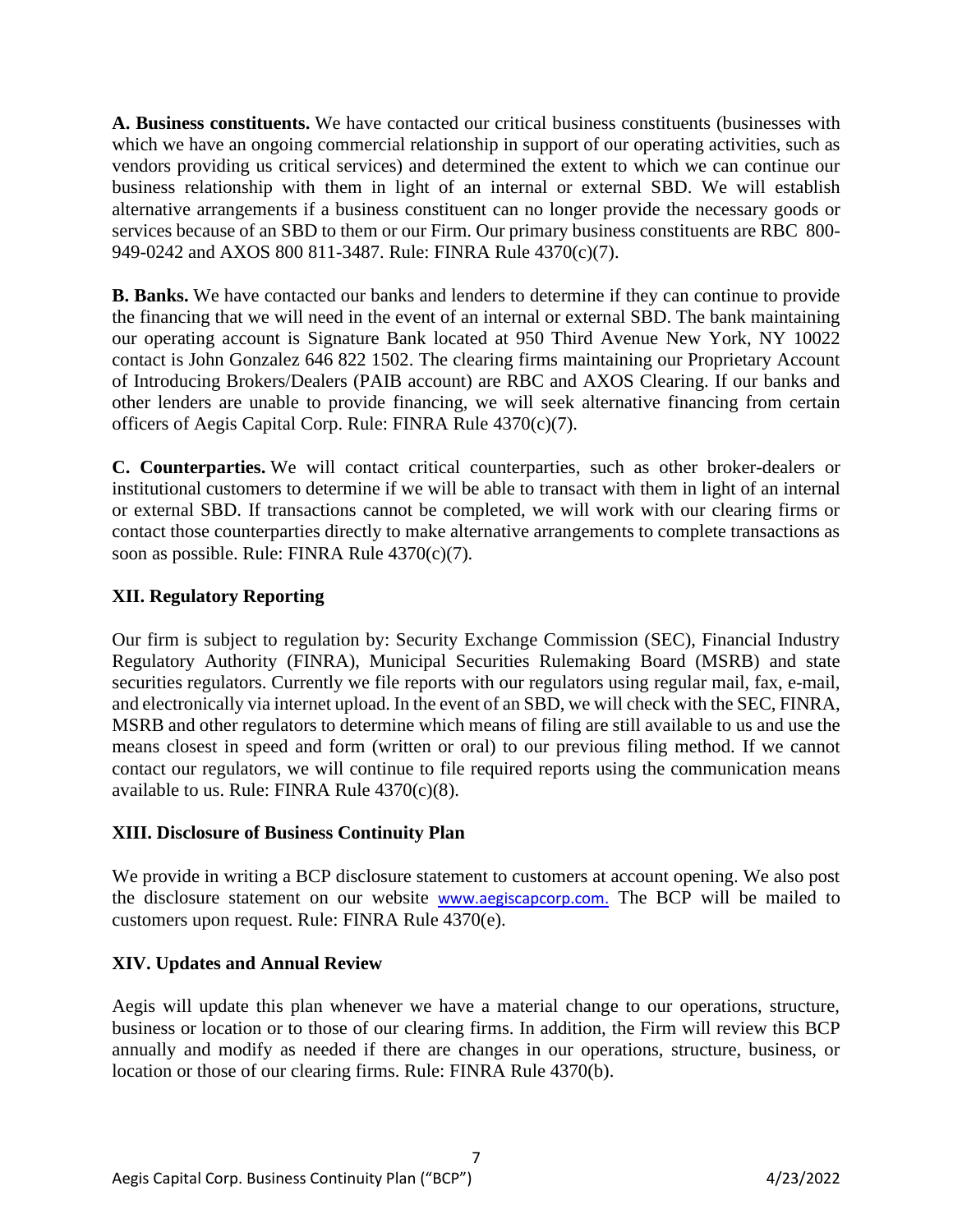**A. Business constituents.** We have contacted our critical business constituents (businesses with which we have an ongoing commercial relationship in support of our operating activities, such as vendors providing us critical services) and determined the extent to which we can continue our business relationship with them in light of an internal or external SBD. We will establish alternative arrangements if a business constituent can no longer provide the necessary goods or services because of an SBD to them or our Firm. Our primary business constituents are RBC 800-949-0242 and AXOS 800 811-3487. Rule: FINRA Rule 4370(c)(7).

**B. Banks.** We have contacted our banks and lenders to determine if they can continue to provide the financing that we will need in the event of an internal or external SBD. The bank maintaining our operating account is Signature Bank located at 950 Third Avenue New York, NY 10022 contact is John Gonzalez 646 822 1502. The clearing firms maintaining our Proprietary Account of Introducing Brokers/Dealers (PAIB account) are RBC and AXOS Clearing. If our banks and other lenders are unable to provide financing, we will seek alternative financing from certain officers of Aegis Capital Corp. Rule: FINRA Rule 4370(c)(7).

**C. Counterparties.** We will contact critical counterparties, such as other broker-dealers or institutional customers to determine if we will be able to transact with them in light of an internal or external SBD. If transactions cannot be completed, we will work with our clearing firms or contact those counterparties directly to make alternative arrangements to complete transactions as soon as possible. Rule: FINRA Rule 4370(c)(7).

## XII. Regulatory Reporting

Our firm is subject to regulation by: Security Exchange Commission (SEC), Financial Industry Regulatory Authority (FINRA), Municipal Securities Rulemaking Board (MSRB) and state securities regulators. Currently we file reports with our regulators using regular mail, fax, e-mail, and electronically via internet upload. In the event of an SBD, we will check with the SEC, FINRA, MSRB and other regulators to determine which means of filing are still available to us and use the means closest in speed and form (written or oral) to our previous filing method. If we cannot contact our regulators, we will continue to file required reports using the communication means available to us. Rule: FINRA Rule 4370(c)(8).

## XIII. Disclosure of Business Continuity Plan

We provide in writing a BCP disclosure statement to customers at account opening. We also post the disclosure statement on our website www.aegiscapcorp.com. The BCP will be mailed to customers upon request. Rule: FINRA Rule 4370(e).

## XIV. Updates and Annual Review

Aegis will update this plan whenever we have a material change to our operations, structure, business or location or to those of our clearing firms. In addition, the Firm will review this BCP annually and modify as needed if there are changes in our operations, structure, business, or location or those of our clearing firms. Rule: FINRA Rule 4370(b).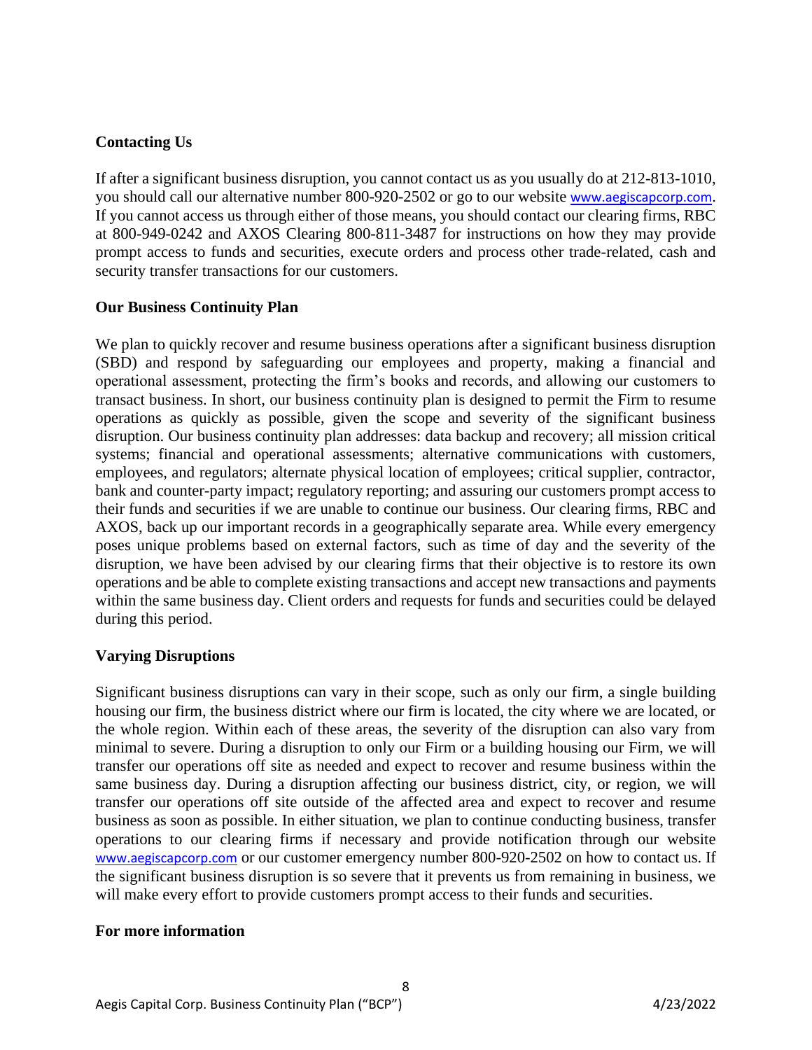## Contacting Us

If after a significant business disruption, you cannot contact us as you usually do at 212-813-1010, you should call our alternative number 800-920-2502 or go to our website www.aegiscapcorp.com. If you cannot access us through either of those means, you should contact our clearing firms, RBC at 800-949-0242 and AXOS Clearing 800-811-3487 for instructions on how they may provide prompt access to funds and securities, execute orders and process other trade-related, cash and security transfer transactions for our customers.

## Our Business Continuity Plan

We plan to quickly recover and resume business operations after a significant business disruption (SBD) and respond by safeguarding our employees and property, making a financial and operational assessment, protecting the firm's books and records, and allowing our customers to transact business. In short, our business continuity plan is designed to permit the Firm to resume operations as quickly as possible, given the scope and severity of the significant business disruption. Our business continuity plan addresses: data backup and recovery; all mission critical systems; financial and operational assessments; alternative communications with customers, employees, and regulators; alternate physical location of employees; critical supplier, contractor, bank and counter-party impact; regulatory reporting; and assuring our customers prompt access to their funds and securities if we are unable to continue our business. Our clearing firms, RBC and AXOS, back up our important records in a geographically separate area. While every emergency poses unique problems based on external factors, such as time of day and the severity of the disruption, we have been advised by our clearing firms that their objective is to restore its own operations and be able to complete existing transactions and accept new transactions and payments within the same business day. Client orders and requests for funds and securities could be delayed during this period.

## Varying Disruptions

Significant business disruptions can vary in their scope, such as only our firm, a single building housing our firm, the business district where our firm is located, the city where we are located, or the whole region. Within each of these areas, the severity of the disruption can also vary from minimal to severe. During a disruption to only our Firm or a building housing our Firm, we will transfer our operations off site as needed and expect to recover and resume business within the same business day. During a disruption affecting our business district, city, or region, we will transfer our operations off site outside of the affected area and expect to recover and resume business as soon as possible. In either situation, we plan to continue conducting business, transfer operations to our clearing firms if necessary and provide notification through our website www.aegiscapcorp.com or our customer emergency number 800-920-2502 on how to contact us. If the significant business disruption is so severe that it prevents us from remaining in business, we will make every effort to provide customers prompt access to their funds and securities.

## For more information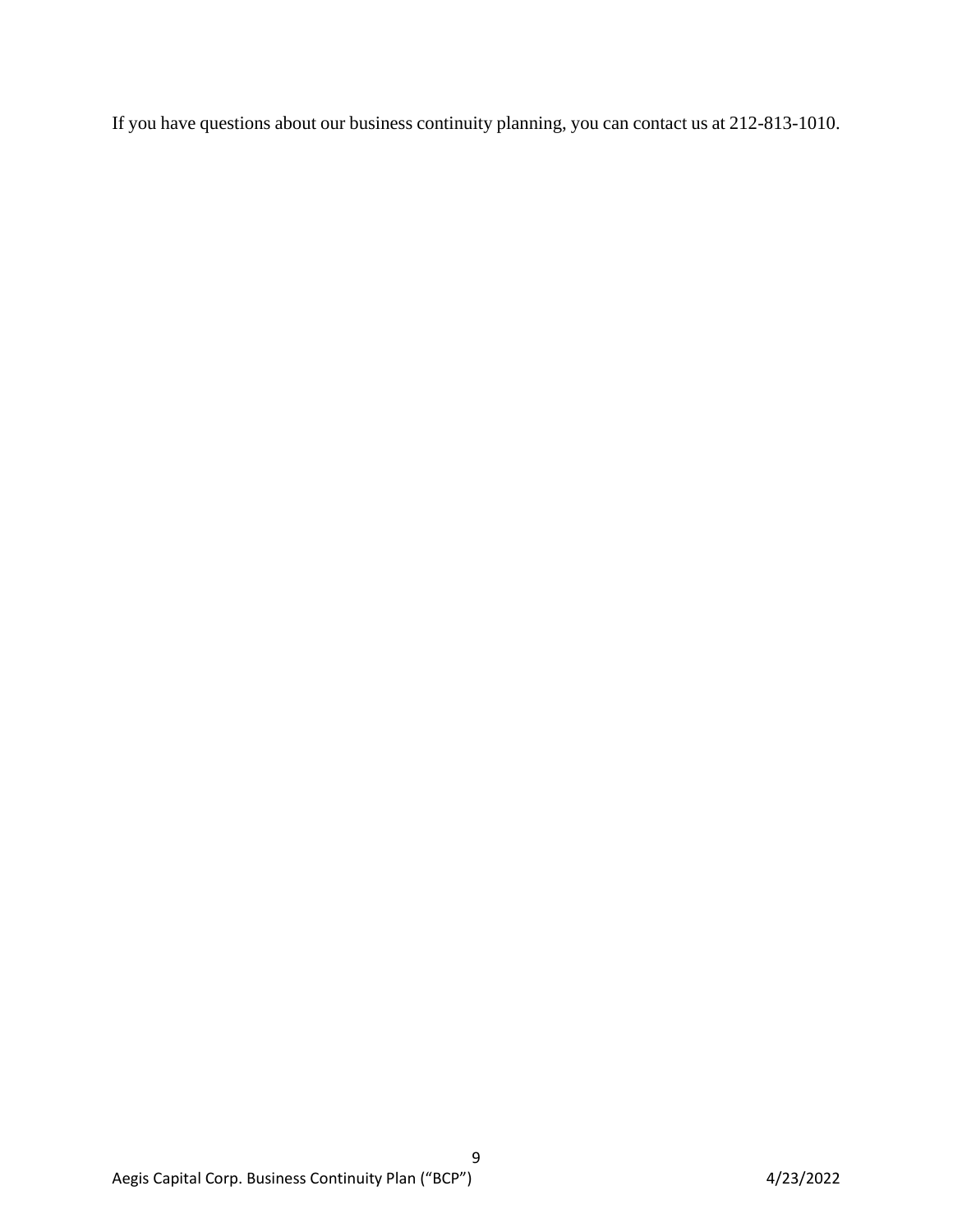If you have questions about our business continuity planning, you can contact us at 212-813-1010.